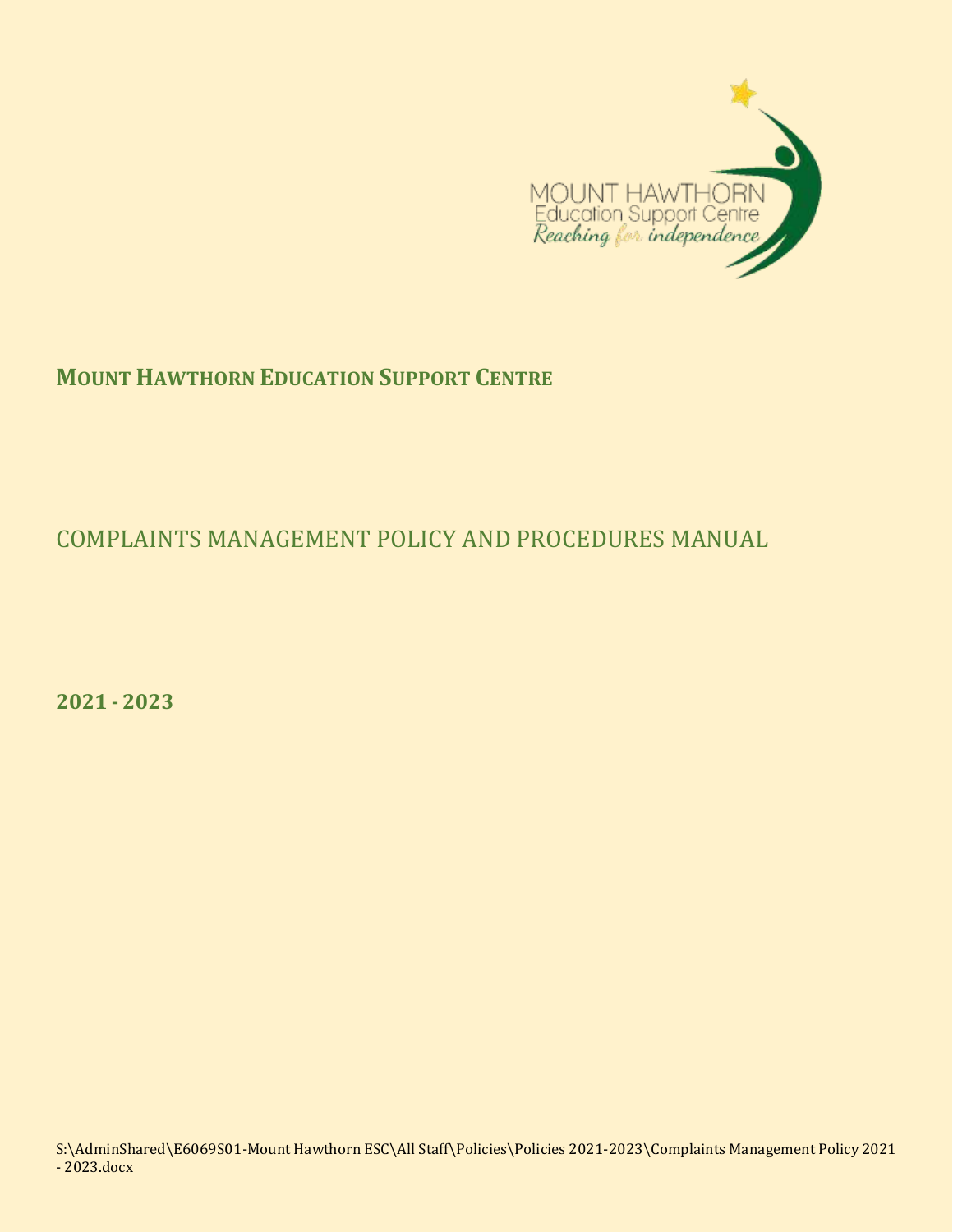# Mount Hawthorn Education Support Centre

## COMPLAINTS MANAGEMENT POLICY AND PROCEDURES MANUAL

**2021 - 2023**

S:\AdminShared\E6069S01-Mount Hawthorn ESC\All Staff\Policies\Policies 2021-2023\Complaints Management Policy 2021 - 2023.docx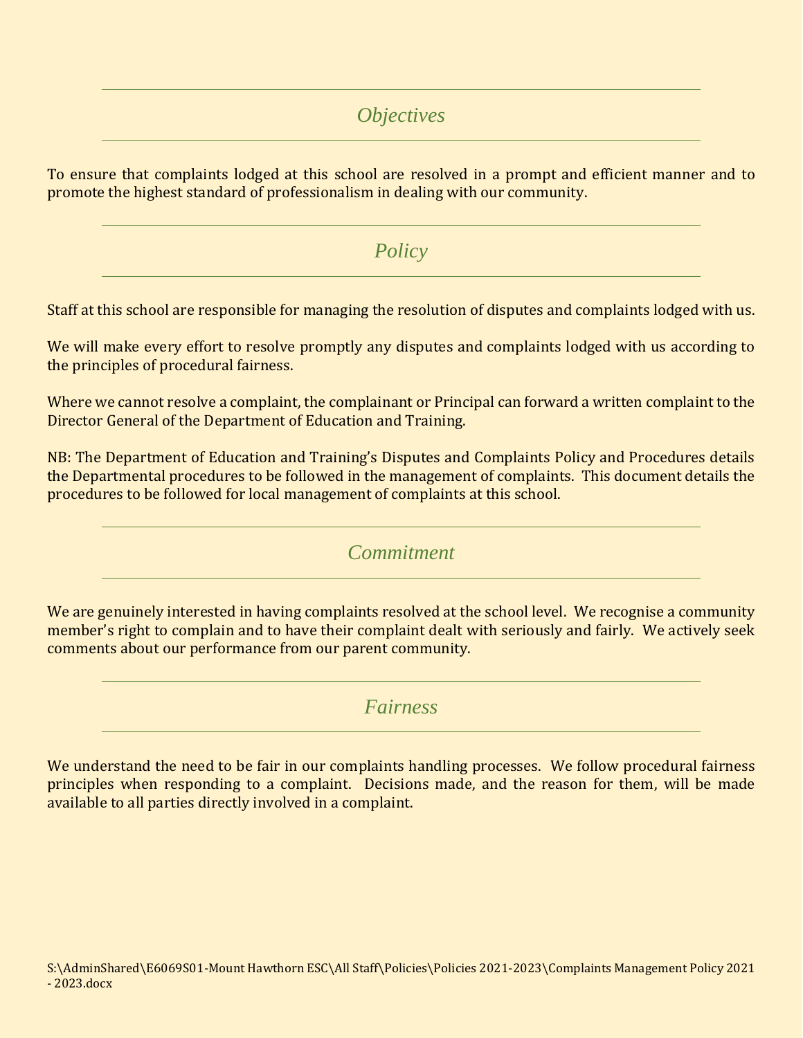## *Objectives*

To ensure that complaints lodged at this school are resolved in a prompt and efficient manner and to promote the highest standard of professionalism in dealing with our community.

## *Policy*

Staff at this school are responsible for managing the resolution of disputes and complaints lodged with us.

We will make every effort to resolve promptly any disputes and complaints lodged with us according to the principles of procedural fairness.

Where we cannot resolve a complaint, the complainant or Principal can forward a written complaint to the Director General of the Department of Education and Training.

NB: The Department of Education and Training's Disputes and Complaints Policy and Procedures details the Departmental procedures to be followed in the management of complaints. This document details the procedures to be followed for local management of complaints at this school.

## *Commitment*

We are genuinely interested in having complaints resolved at the school level. We recognise a community member's right to complain and to have their complaint dealt with seriously and fairly. We actively seek comments about our performance from our parent community.

## *Fairness*

We understand the need to be fair in our complaints handling processes. We follow procedural fairness principles when responding to a complaint. Decisions made, and the reason for them, will be made available to all parties directly involved in a complaint.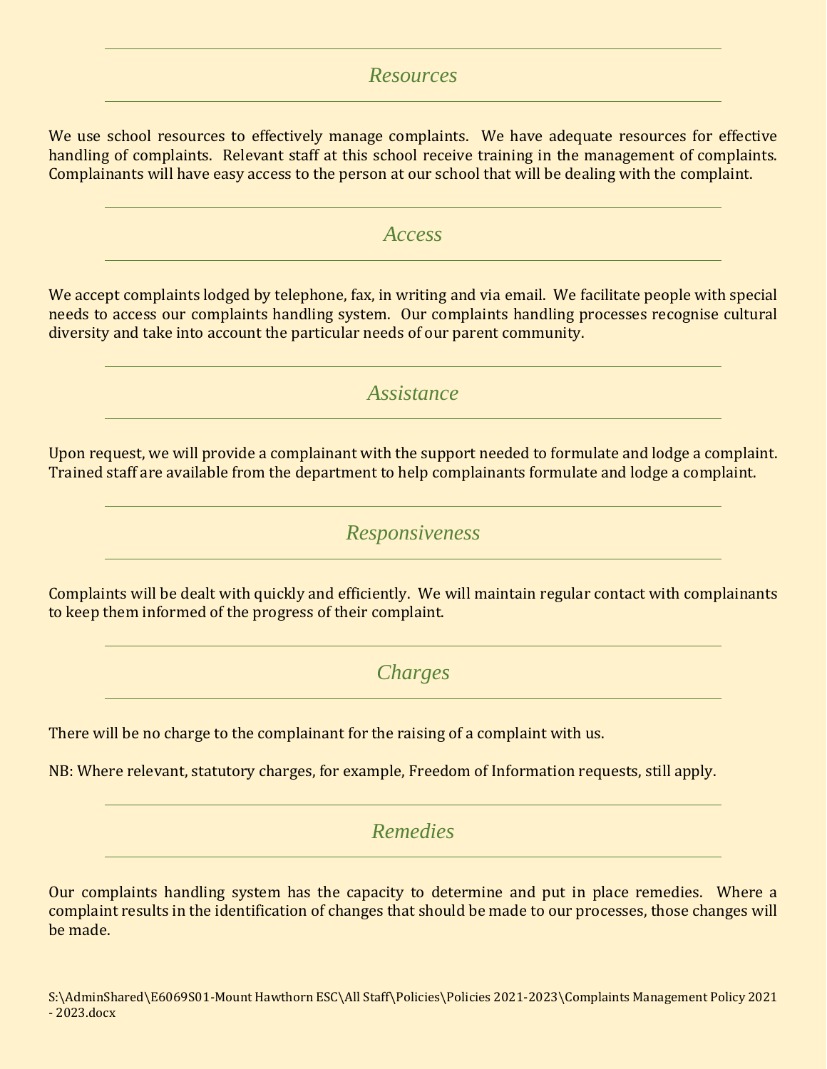## *Resources*

We use school resources to effectively manage complaints. We have adequate resources for effective handling of complaints. Relevant staff at this school receive training in the management of complaints. Complainants will have easy access to the person at our school that will be dealing with the complaint.

## *Access*

We accept complaints lodged by telephone, fax, in writing and via email. We facilitate people with special needs to access our complaints handling system. Our complaints handling processes recognise cultural diversity and take into account the particular needs of our parent community.

## *Assistance*

Upon request, we will provide a complainant with the support needed to formulate and lodge a complaint. Trained staff are available from the department to help complainants formulate and lodge a complaint.

## *Responsiveness*

Complaints will be dealt with quickly and efficiently. We will maintain regular contact with complainants to keep them informed of the progress of their complaint.

## *Charges*

There will be no charge to the complainant for the raising of a complaint with us.

NB: Where relevant, statutory charges, for example, Freedom of Information requests, still apply.

## *Remedies*

Our complaints handling system has the capacity to determine and put in place remedies. Where a complaint results in the identification of changes that should be made to our processes, those changes will be made.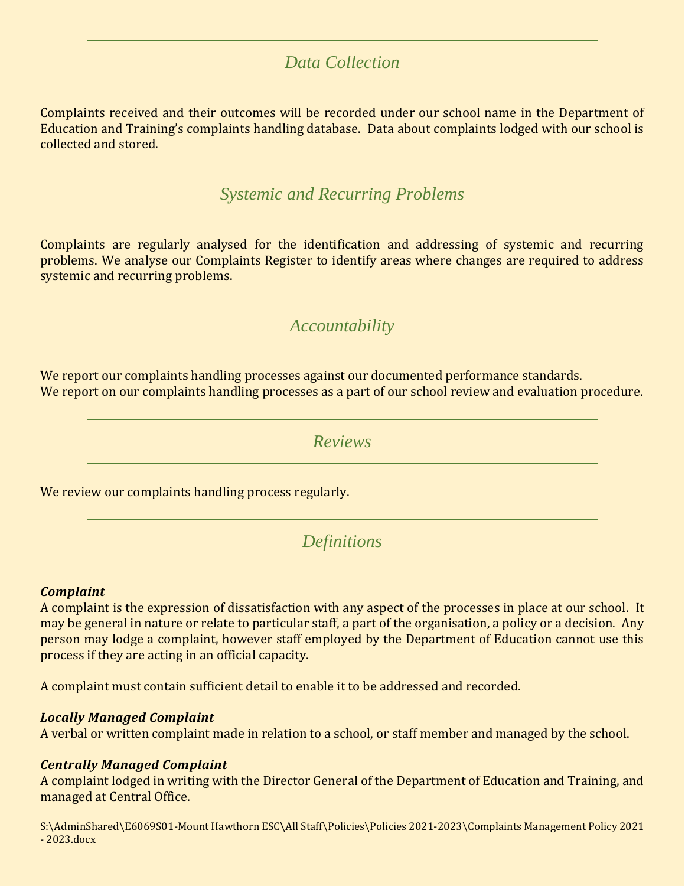## *Data Collection*

Complaints received and their outcomes will be recorded under our school name in the Department of Education and Training's complaints handling database. Data about complaints lodged with our school is collected and stored.

## *Systemic and Recurring Problems*

Complaints are regularly analysed for the identification and addressing of systemic and recurring problems. We analyse our Complaints Register to identify areas where changes are required to address systemic and recurring problems.

## *Accountability*

We report our complaints handling processes against our documented performance standards.
We report on our complaints handling processes as a part of our school review and evaluation procedure.

## *Reviews*

We review our complaints handling process regularly.

## *Definitions*

***Complaint***
A complaint is the expression of dissatisfaction with any aspect of the processes in place at our school. It may be general in nature or relate to particular staff, a part of the organisation, a policy or a decision. Any person may lodge a complaint, however staff employed by the Department of Education cannot use this process if they are acting in an official capacity.

A complaint must contain sufficient detail to enable it to be addressed and recorded.

***Locally Managed Complaint***
A verbal or written complaint made in relation to a school, or staff member and managed by the school.

***Centrally Managed Complaint***
A complaint lodged in writing with the Director General of the Department of Education and Training, and managed at Central Office.

S:\AdminShared\E6069S01-Mount Hawthorn ESC\All Staff\Policies\Policies 2021-2023\Complaints Management Policy 2021 - 2023.docx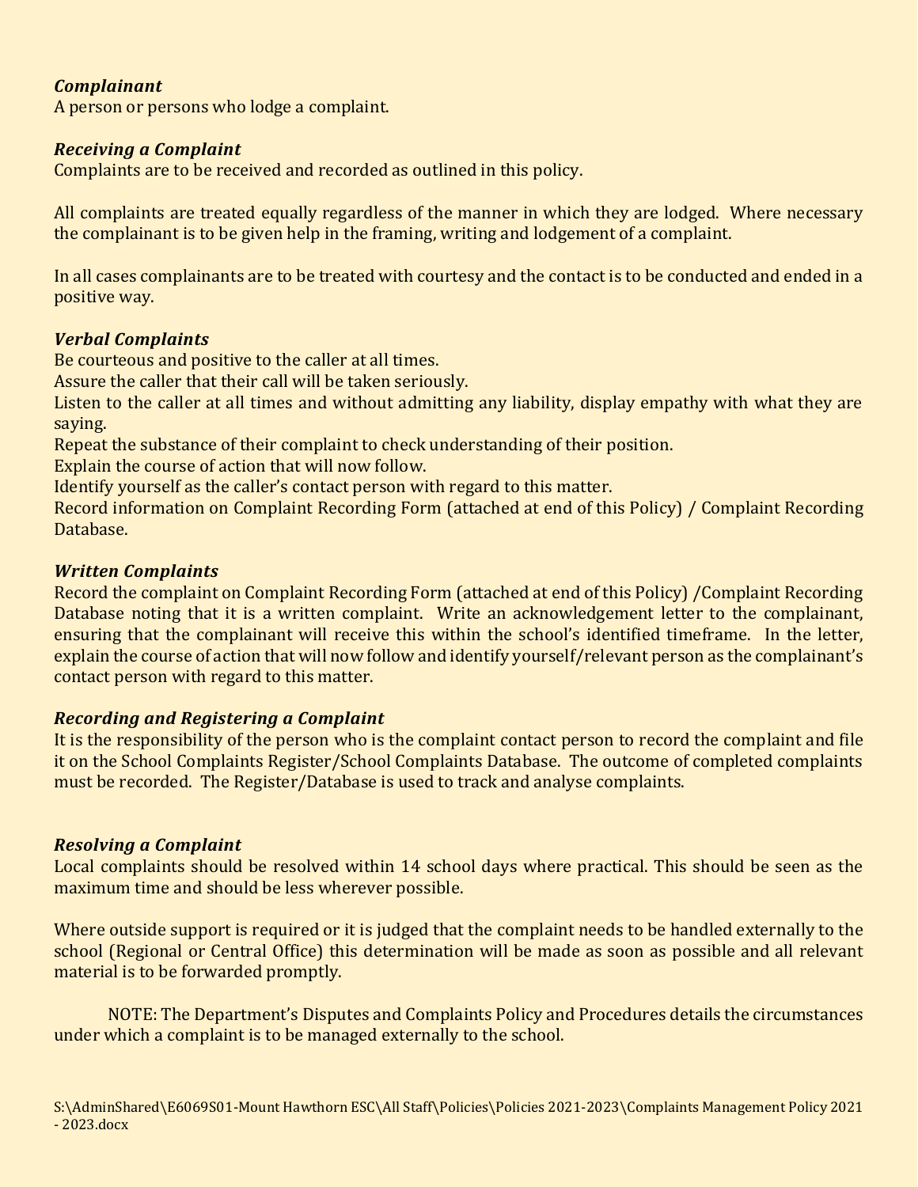***Complainant***
A person or persons who lodge a complaint.

***Receiving a Complaint***
Complaints are to be received and recorded as outlined in this policy.

All complaints are treated equally regardless of the manner in which they are lodged. Where necessary the complainant is to be given help in the framing, writing and lodgement of a complaint.

In all cases complainants are to be treated with courtesy and the contact is to be conducted and ended in a positive way.

***Verbal Complaints***
Be courteous and positive to the caller at all times.
Assure the caller that their call will be taken seriously.
Listen to the caller at all times and without admitting any liability, display empathy with what they are saying.
Repeat the substance of their complaint to check understanding of their position.
Explain the course of action that will now follow.
Identify yourself as the caller's contact person with regard to this matter.
Record information on Complaint Recording Form (attached at end of this Policy) / Complaint Recording Database.

***Written Complaints***
Record the complaint on Complaint Recording Form (attached at end of this Policy) /Complaint Recording Database noting that it is a written complaint. Write an acknowledgement letter to the complainant, ensuring that the complainant will receive this within the school's identified timeframe. In the letter, explain the course of action that will now follow and identify yourself/relevant person as the complainant's contact person with regard to this matter.

***Recording and Registering a Complaint***
It is the responsibility of the person who is the complaint contact person to record the complaint and file it on the School Complaints Register/School Complaints Database. The outcome of completed complaints must be recorded. The Register/Database is used to track and analyse complaints.

***Resolving a Complaint***
Local complaints should be resolved within 14 school days where practical. This should be seen as the maximum time and should be less wherever possible.

Where outside support is required or it is judged that the complaint needs to be handled externally to the school (Regional or Central Office) this determination will be made as soon as possible and all relevant material is to be forwarded promptly.

NOTE: The Department's Disputes and Complaints Policy and Procedures details the circumstances under which a complaint is to be managed externally to the school.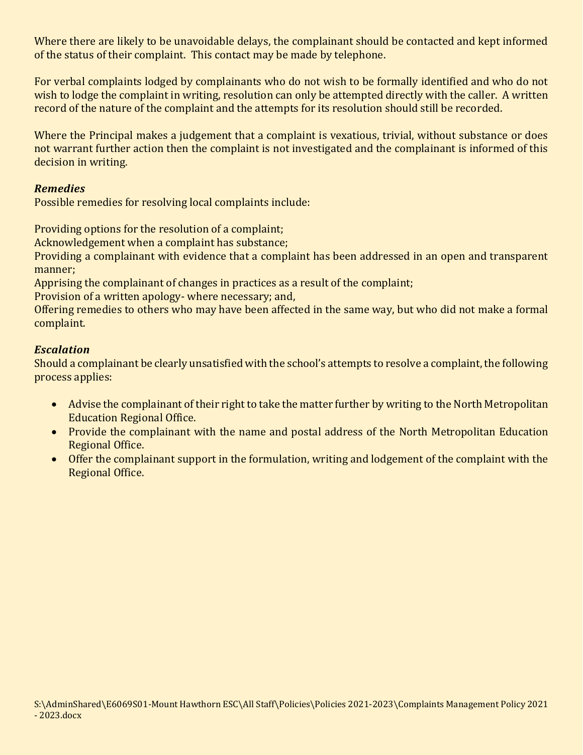Where there are likely to be unavoidable delays, the complainant should be contacted and kept informed of the status of their complaint. This contact may be made by telephone.

For verbal complaints lodged by complainants who do not wish to be formally identified and who do not wish to lodge the complaint in writing, resolution can only be attempted directly with the caller. A written record of the nature of the complaint and the attempts for its resolution should still be recorded.

Where the Principal makes a judgement that a complaint is vexatious, trivial, without substance or does not warrant further action then the complaint is not investigated and the complainant is informed of this decision in writing.

***Remedies***

Possible remedies for resolving local complaints include:

Providing options for the resolution of a complaint;
Acknowledgement when a complaint has substance;
Providing a complainant with evidence that a complaint has been addressed in an open and transparent manner;
Apprising the complainant of changes in practices as a result of the complaint;
Provision of a written apology- where necessary; and,
Offering remedies to others who may have been affected in the same way, but who did not make a formal complaint.

***Escalation***

Should a complainant be clearly unsatisfied with the school's attempts to resolve a complaint, the following process applies:

- Advise the complainant of their right to take the matter further by writing to the North Metropolitan Education Regional Office.
- Provide the complainant with the name and postal address of the North Metropolitan Education Regional Office.
- Offer the complainant support in the formulation, writing and lodgement of the complaint with the Regional Office.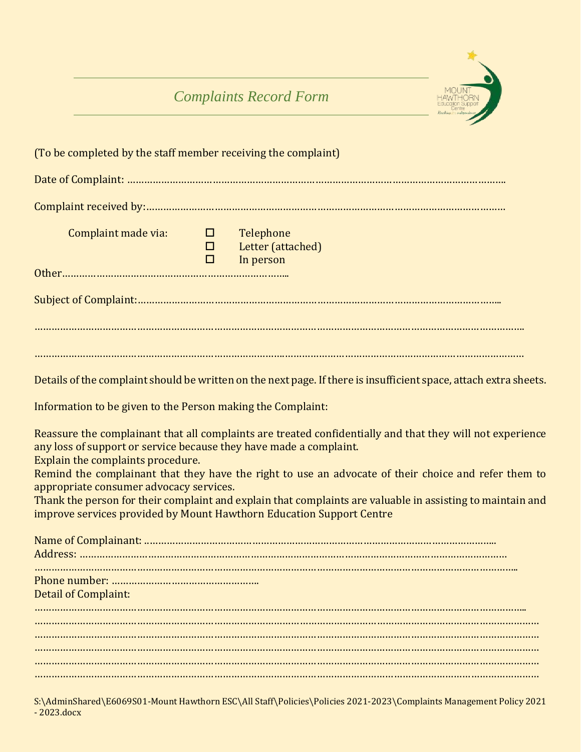# *Complaints Record Form*

(To be completed by the staff member receiving the complaint)

Date of Complaint: ……………………………………………………………………………………………………………….

Complaint received by:……………………………………………………………………………………………………………

Complaint made via:

- ☐ Telephone
- ☐ Letter (attached)
- ☐ In person

Other………………………………………………………………………..

Subject of Complaint:……………………………………………………………………………………………………………..

………………………………………………………………………………………………………………………………………………..

………………………………………………………………………………………………………………………………………………

Details of the complaint should be written on the next page. If there is insufficient space, attach extra sheets.

Information to be given to the Person making the Complaint:

Reassure the complainant that all complaints are treated confidentially and that they will not experience any loss of support or service because they have made a complaint.
Explain the complaints procedure.
Remind the complainant that they have the right to use an advocate of their choice and refer them to appropriate consumer advocacy services.
Thank the person for their complaint and explain that complaints are valuable in assisting to maintain and improve services provided by Mount Hawthorn Education Support Centre

Name of Complainant: ……………………………………………………………………………………………………………..
Address: ………………………………………………………………………………………………………………………………
…………………………………………………………………………………………………………………………………………………..
Phone number: …………………………………………….
Detail of Complaint:
…………………………………………………………………………………………………………………………………………………..
……………………………………………………………………………………………………………………………………………………
……………………………………………………………………………………………………………………………………………………
……………………………………………………………………………………………………………………………………………………
……………………………………………………………………………………………………………………………………………………
……………………………………………………………………………………………………………………………………………………

S:\AdminShared\E6069S01-Mount Hawthorn ESC\All Staff\Policies\Policies 2021-2023\Complaints Management Policy 2021 - 2023.docx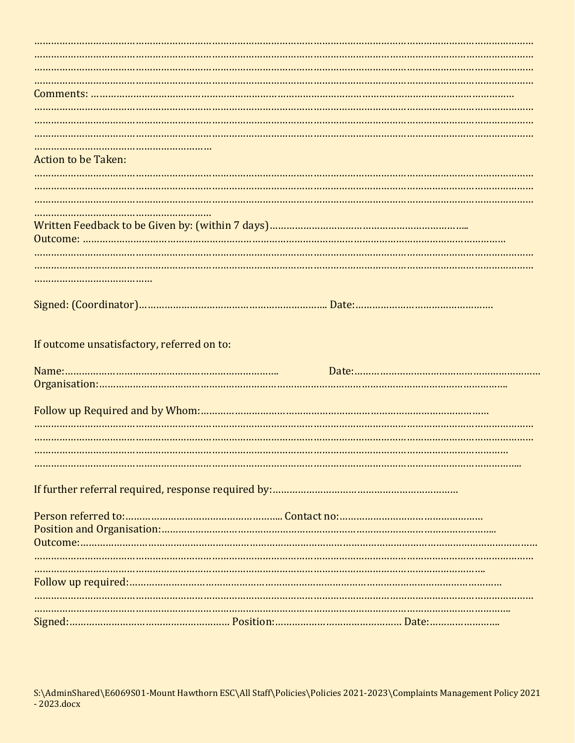……………………………………………………………………………………………………………………………………………………
……………………………………………………………………………………………………………………………………………………
……………………………………………………………………………………………………………………………………………………
……………………………………………………………………………………………………………………………………………………
Comments: ………………………………………………………………………………………………………………………………
……………………………………………………………………………………………………………………………………………………
……………………………………………………………………………………………………………………………………………………
……………………………………………………………………………………………………………………………………………………
………………………………………………………

Action to be Taken:
……………………………………………………………………………………………………………………………………………………
……………………………………………………………………………………………………………………………………………………
……………………………………………………………………………………………………………………………………………………
………………………………………………………

Written Feedback to be Given by: (within 7 days)……………………………………………………………...

Outcome: ………………………………………………………………………………………………………………………………
……………………………………………………………………………………………………………………………………………………
……………………………………………………………………………………………………………………………………………………
……………………………………

Signed: (Coordinator)………………………………………………………….. Date:……………………………………………

If outcome unsatisfactory, referred on to:

Name:………………………………………………………………….. Date:……………………………………………………………
Organisation:…………………………………………………………………………………………………………………………..

Follow up Required and by Whom:……………………………………………………………………………………….
……………………………………………………………………………………………………………………………………………………
……………………………………………………………………………………………………………………………………………………
……………………………………………………………………………………………………………………………………………
……………………………………………………………………………………………………………………………………………..

If further referral required, response required by:…………………………………………………………

Person referred to:……………………………………………….. Contact no:……………………………………………
Position and Organisation:…………………………………………………………………………………………………...
Outcome:…………………………………………………………………………………………………………………………………
……………………………………………………………………………………………………………………………………………………
……………………………………………………………………………………………………………………………………..
Follow up required:……………………………………………………………………………………………………………
……………………………………………………………………………………………………………………………………………………
…………………………………………………………………………………………………………………………………………….
Signed:…………………………………………………. Position:……………………………………… Date:…………………….

S:\AdminShared\E6069S01-Mount Hawthorn ESC\All Staff\Policies\Policies 2021-2023\Complaints Management Policy 2021 - 2023.docx